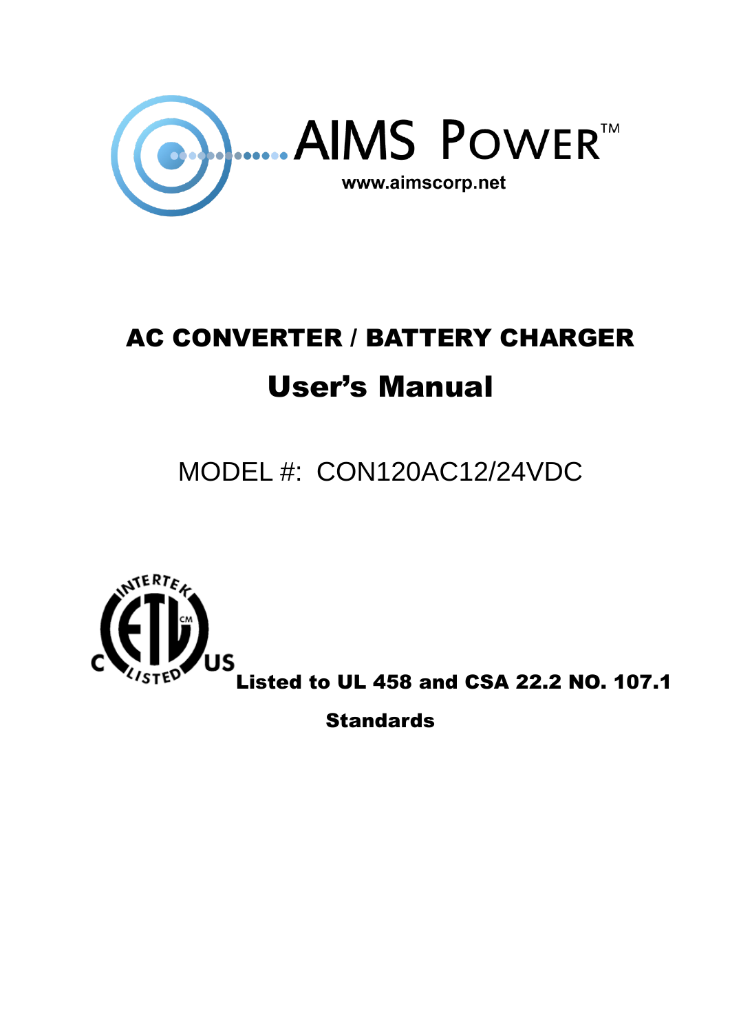AIMS POWER™

www.aimscorp.net

# AC CONVERTER / BATTERY CHARGER

# User's Manual

MODEL #: CON120AC12/24VDC

INTERTEK C ETL CM US LISTED

**Listed to UL 458 and CSA 22.2 NO. 107.1 Standards**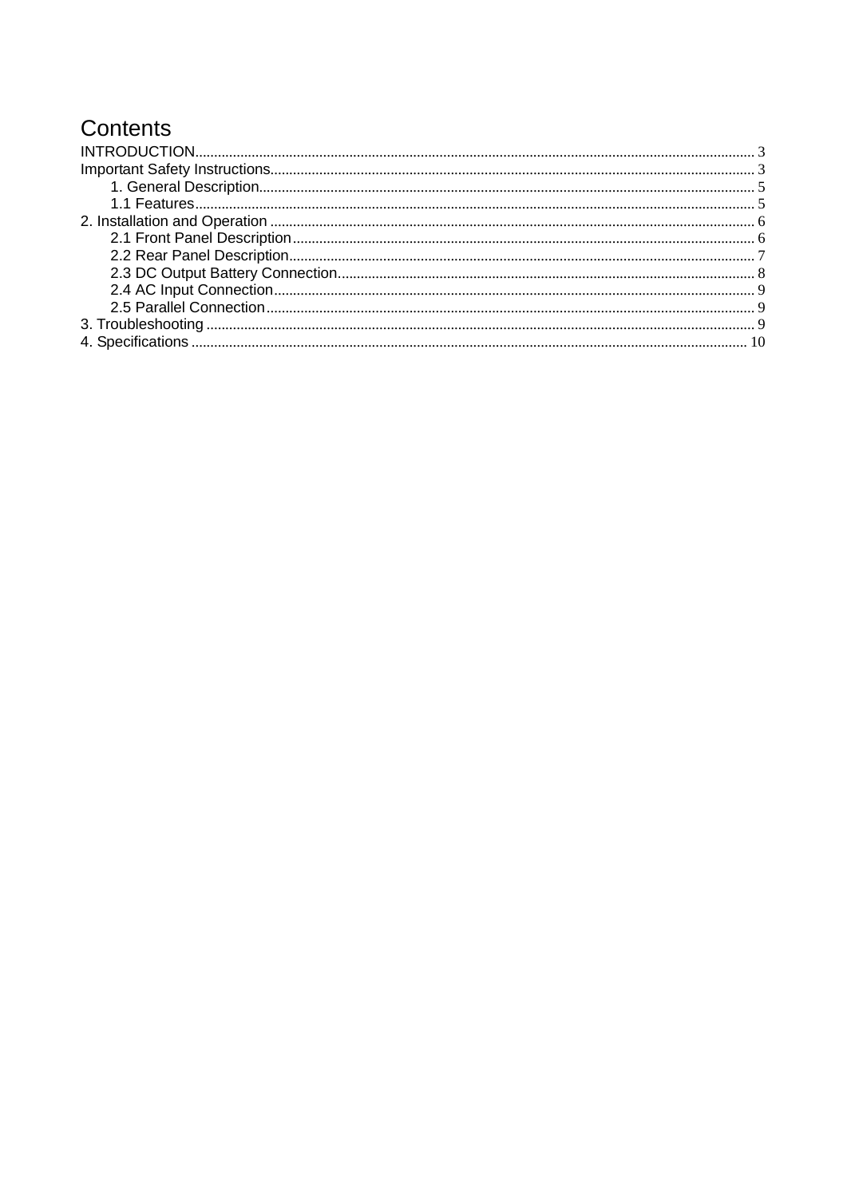# Contents

INTRODUCTION .......... 3
Important Safety Instructions .......... 3
    1. General Description .......... 5
    1.1 Features .......... 5
2. Installation and Operation .......... 6
    2.1 Front Panel Description .......... 6
    2.2 Rear Panel Description .......... 7
    2.3 DC Output Battery Connection .......... 8
    2.4 AC Input Connection .......... 9
    2.5 Parallel Connection .......... 9
3. Troubleshooting .......... 9
4. Specifications .......... 10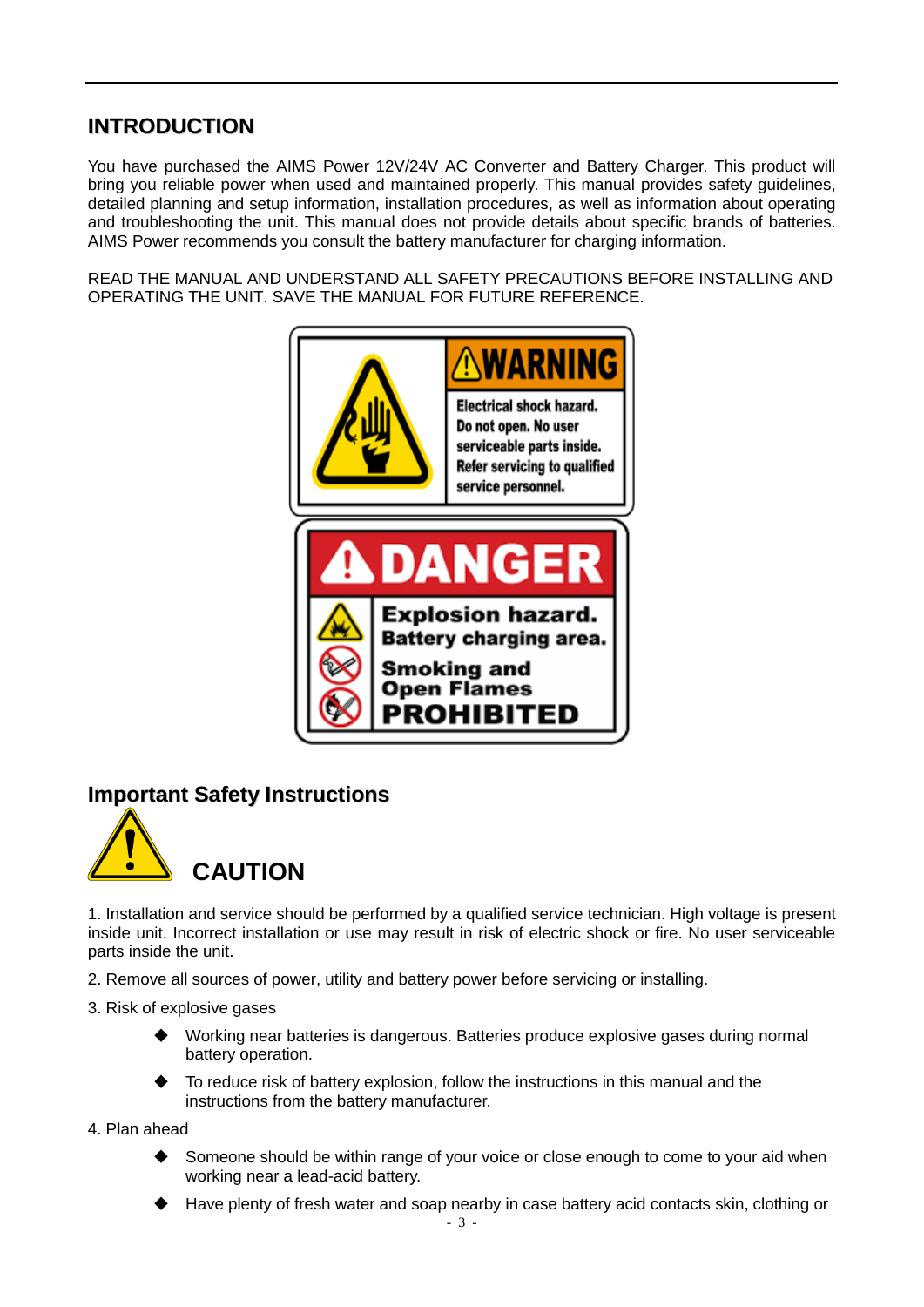## INTRODUCTION

You have purchased the AIMS Power 12V/24V AC Converter and Battery Charger. This product will bring you reliable power when used and maintained properly. This manual provides safety guidelines, detailed planning and setup information, installation procedures, as well as information about operating and troubleshooting the unit. This manual does not provide details about specific brands of batteries. AIMS Power recommends you consult the battery manufacturer for charging information.

READ THE MANUAL AND UNDERSTAND ALL SAFETY PRECAUTIONS BEFORE INSTALLING AND OPERATING THE UNIT. SAVE THE MANUAL FOR FUTURE REFERENCE.

**WARNING**

Electrical shock hazard. Do not open. No user serviceable parts inside. Refer servicing to qualified service personnel.

**DANGER**

**Explosion hazard. Battery charging area.**

**Smoking and Open Flames PROHIBITED**

## Important Safety Instructions

## CAUTION

1. Installation and service should be performed by a qualified service technician. High voltage is present inside unit. Incorrect installation or use may result in risk of electric shock or fire. No user serviceable parts inside the unit.

2. Remove all sources of power, utility and battery power before servicing or installing.

3. Risk of explosive gases

   - Working near batteries is dangerous. Batteries produce explosive gases during normal battery operation.
   - To reduce risk of battery explosion, follow the instructions in this manual and the instructions from the battery manufacturer.

4. Plan ahead

   - Someone should be within range of your voice or close enough to come to your aid when working near a lead-acid battery.
   - Have plenty of fresh water and soap nearby in case battery acid contacts skin, clothing or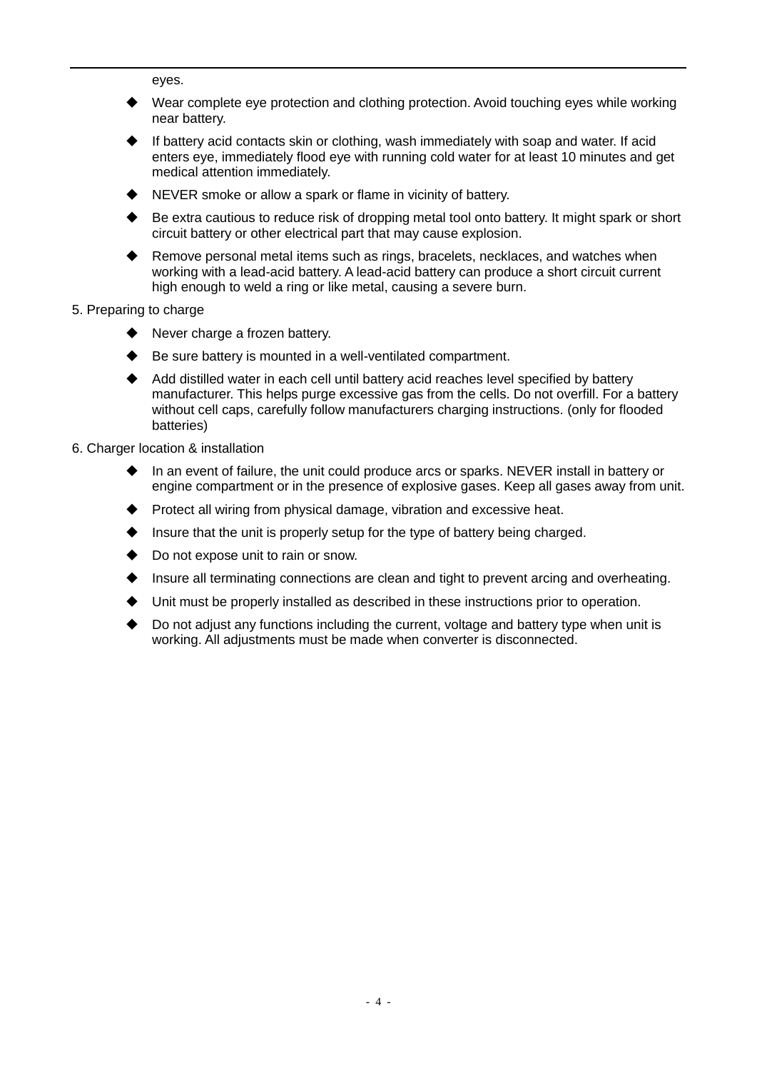eyes.

- Wear complete eye protection and clothing protection. Avoid touching eyes while working near battery.
- If battery acid contacts skin or clothing, wash immediately with soap and water. If acid enters eye, immediately flood eye with running cold water for at least 10 minutes and get medical attention immediately.
- NEVER smoke or allow a spark or flame in vicinity of battery.
- Be extra cautious to reduce risk of dropping metal tool onto battery. It might spark or short circuit battery or other electrical part that may cause explosion.
- Remove personal metal items such as rings, bracelets, necklaces, and watches when working with a lead-acid battery. A lead-acid battery can produce a short circuit current high enough to weld a ring or like metal, causing a severe burn.

5. Preparing to charge

- Never charge a frozen battery.
- Be sure battery is mounted in a well-ventilated compartment.
- Add distilled water in each cell until battery acid reaches level specified by battery manufacturer. This helps purge excessive gas from the cells. Do not overfill. For a battery without cell caps, carefully follow manufacturers charging instructions. (only for flooded batteries)

6. Charger location & installation

- In an event of failure, the unit could produce arcs or sparks. NEVER install in battery or engine compartment or in the presence of explosive gases. Keep all gases away from unit.
- Protect all wiring from physical damage, vibration and excessive heat.
- Insure that the unit is properly setup for the type of battery being charged.
- Do not expose unit to rain or snow.
- Insure all terminating connections are clean and tight to prevent arcing and overheating.
- Unit must be properly installed as described in these instructions prior to operation.
- Do not adjust any functions including the current, voltage and battery type when unit is working. All adjustments must be made when converter is disconnected.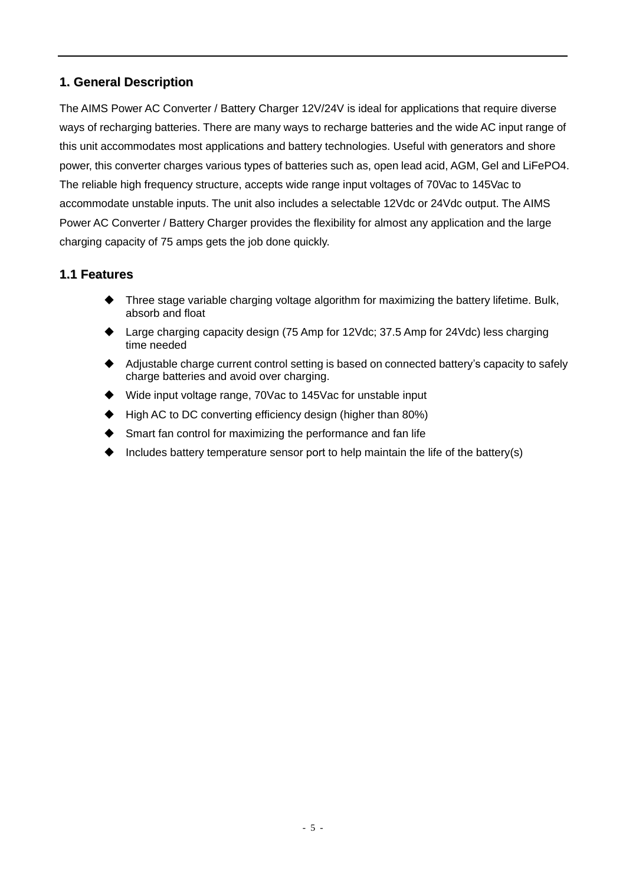## 1. General Description

The AIMS Power AC Converter / Battery Charger 12V/24V is ideal for applications that require diverse ways of recharging batteries. There are many ways to recharge batteries and the wide AC input range of this unit accommodates most applications and battery technologies. Useful with generators and shore power, this converter charges various types of batteries such as, open lead acid, AGM, Gel and LiFePO4. The reliable high frequency structure, accepts wide range input voltages of 70Vac to 145Vac to accommodate unstable inputs. The unit also includes a selectable 12Vdc or 24Vdc output. The AIMS Power AC Converter / Battery Charger provides the flexibility for almost any application and the large charging capacity of 75 amps gets the job done quickly.

### 1.1 Features

- Three stage variable charging voltage algorithm for maximizing the battery lifetime. Bulk, absorb and float
- Large charging capacity design (75 Amp for 12Vdc; 37.5 Amp for 24Vdc) less charging time needed
- Adjustable charge current control setting is based on connected battery's capacity to safely charge batteries and avoid over charging.
- Wide input voltage range, 70Vac to 145Vac for unstable input
- High AC to DC converting efficiency design (higher than 80%)
- Smart fan control for maximizing the performance and fan life
- Includes battery temperature sensor port to help maintain the life of the battery(s)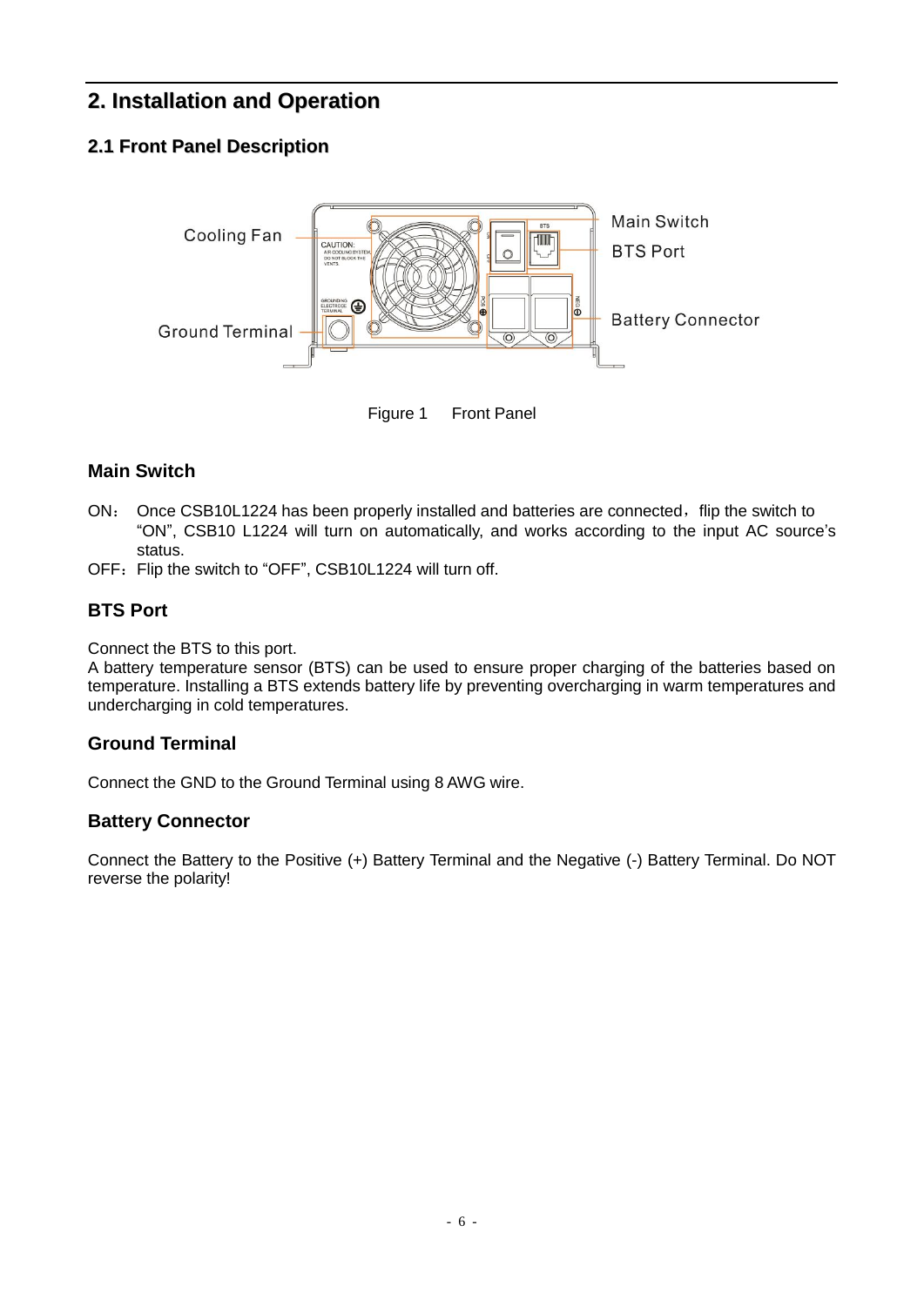# 2. Installation and Operation

## 2.1 Front Panel Description

Figure 1 Front Panel

### Main Switch

ON： Once CSB10L1224 has been properly installed and batteries are connected，flip the switch to "ON", CSB10 L1224 will turn on automatically, and works according to the input AC source's status.

OFF：Flip the switch to "OFF", CSB10L1224 will turn off.

### BTS Port

Connect the BTS to this port.

A battery temperature sensor (BTS) can be used to ensure proper charging of the batteries based on temperature. Installing a BTS extends battery life by preventing overcharging in warm temperatures and undercharging in cold temperatures.

### Ground Terminal

Connect the GND to the Ground Terminal using 8 AWG wire.

### Battery Connector

Connect the Battery to the Positive (+) Battery Terminal and the Negative (-) Battery Terminal. Do NOT reverse the polarity!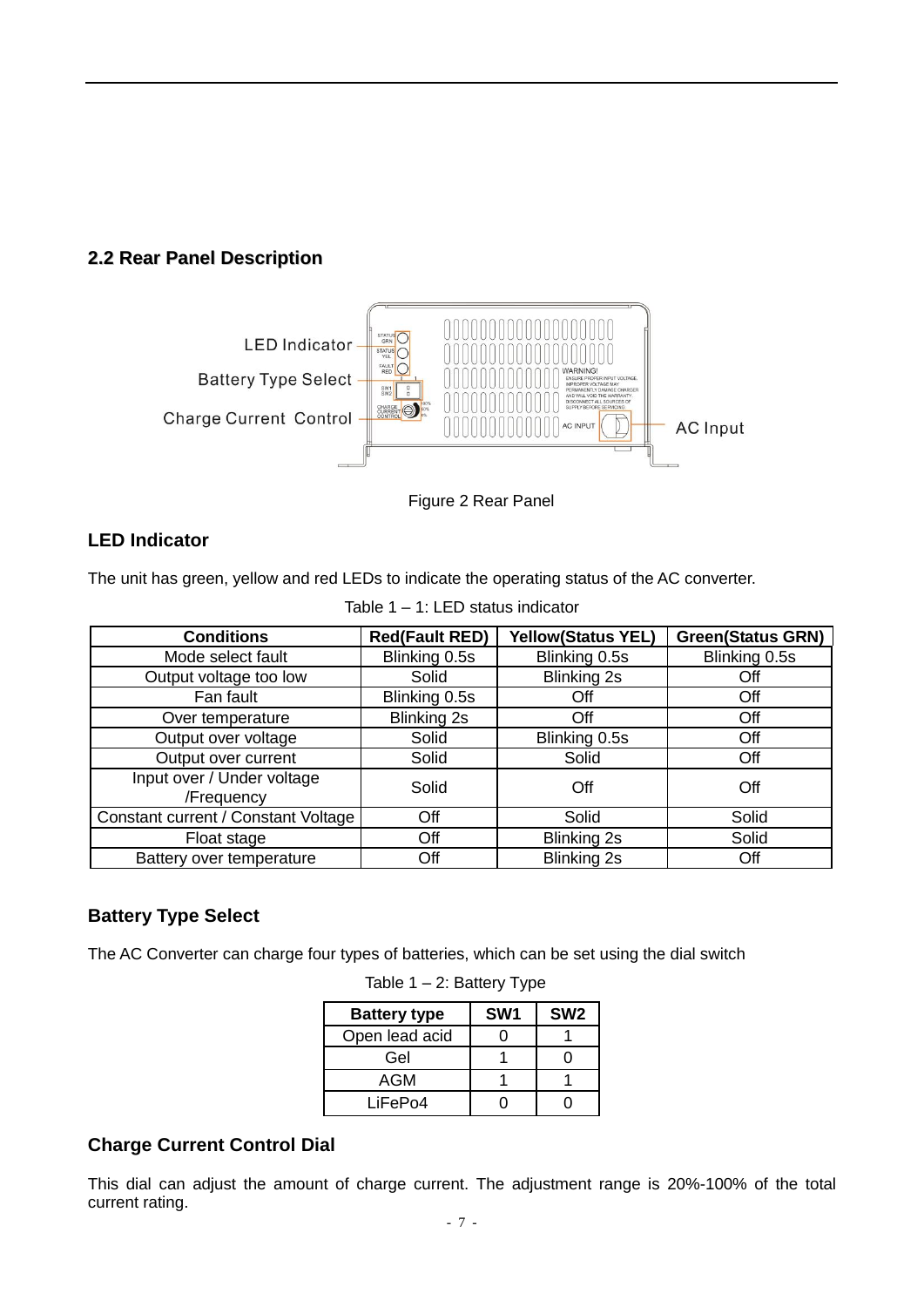## 2.2 Rear Panel Description

Figure 2 Rear Panel

### LED Indicator

The unit has green, yellow and red LEDs to indicate the operating status of the AC converter.

Table 1 – 1: LED status indicator

| Conditions | Red(Fault RED) | Yellow(Status YEL) | Green(Status GRN) |
|---|---|---|---|
| Mode select fault | Blinking 0.5s | Blinking 0.5s | Blinking 0.5s |
| Output voltage too low | Solid | Blinking 2s | Off |
| Fan fault | Blinking 0.5s | Off | Off |
| Over temperature | Blinking 2s | Off | Off |
| Output over voltage | Solid | Blinking 0.5s | Off |
| Output over current | Solid | Solid | Off |
| Input over / Under voltage /Frequency | Solid | Off | Off |
| Constant current / Constant Voltage | Off | Solid | Solid |
| Float stage | Off | Blinking 2s | Solid |
| Battery over temperature | Off | Blinking 2s | Off |

### Battery Type Select

The AC Converter can charge four types of batteries, which can be set using the dial switch

Table 1 – 2: Battery Type

| Battery type | SW1 | SW2 |
|---|---|---|
| Open lead acid | 0 | 1 |
| Gel | 1 | 0 |
| AGM | 1 | 1 |
| LiFePo4 | 0 | 0 |

### Charge Current Control Dial

This dial can adjust the amount of charge current. The adjustment range is 20%-100% of the total current rating.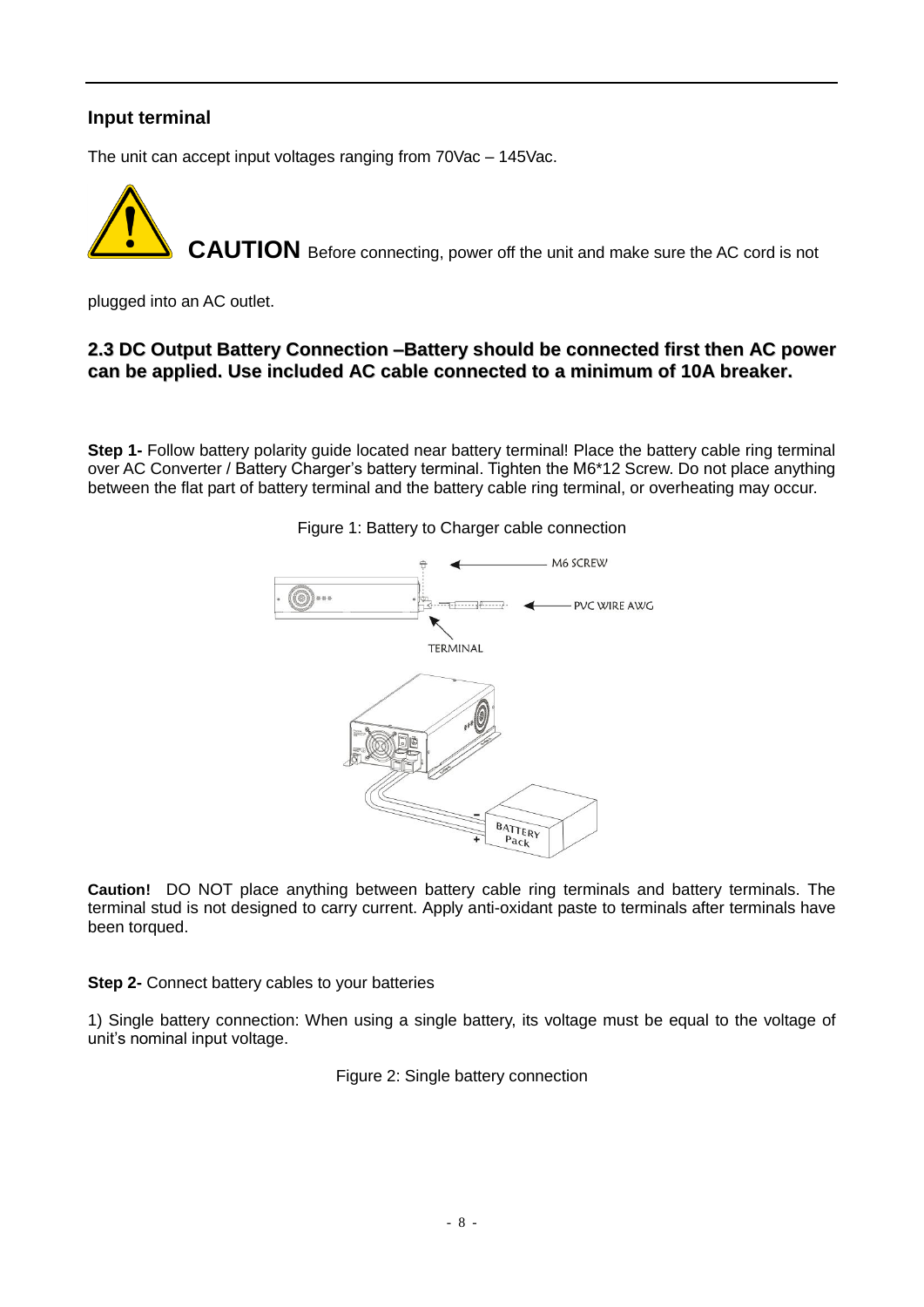### Input terminal

The unit can accept input voltages ranging from 70Vac – 145Vac.

**CAUTION** Before connecting, power off the unit and make sure the AC cord is not plugged into an AC outlet.

### 2.3 DC Output Battery Connection –Battery should be connected first then AC power can be applied. Use included AC cable connected to a minimum of 10A breaker.

**Step 1-** Follow battery polarity guide located near battery terminal! Place the battery cable ring terminal over AC Converter / Battery Charger's battery terminal. Tighten the M6*12 Screw. Do not place anything between the flat part of battery terminal and the battery cable ring terminal, or overheating may occur.

Figure 1: Battery to Charger cable connection

**Caution!** DO NOT place anything between battery cable ring terminals and battery terminals. The terminal stud is not designed to carry current. Apply anti-oxidant paste to terminals after terminals have been torqued.

**Step 2-** Connect battery cables to your batteries

1) Single battery connection: When using a single battery, its voltage must be equal to the voltage of unit's nominal input voltage.

Figure 2: Single battery connection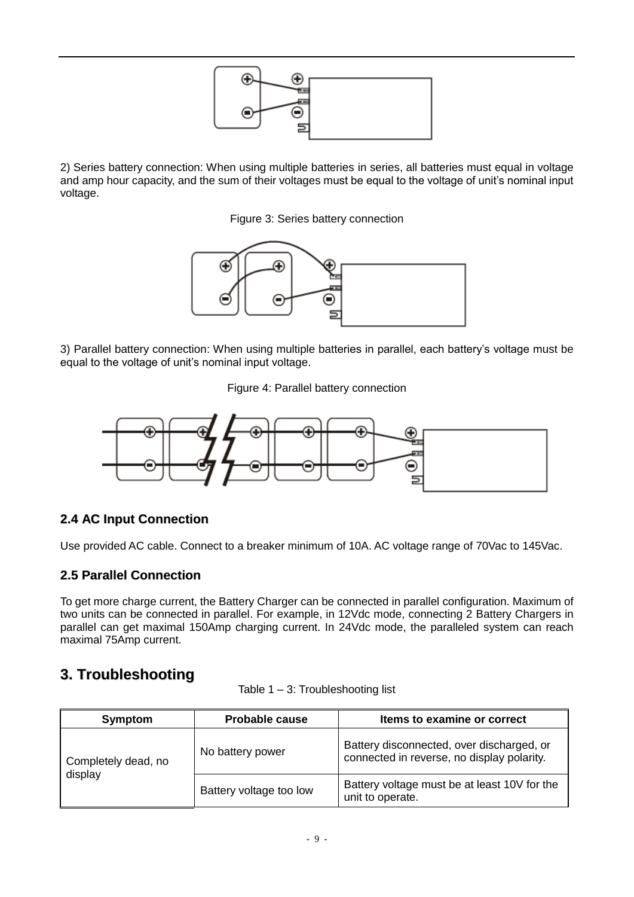2) Series battery connection: When using multiple batteries in series, all batteries must equal in voltage and amp hour capacity, and the sum of their voltages must be equal to the voltage of unit's nominal input voltage.

Figure 3: Series battery connection

3) Parallel battery connection: When using multiple batteries in parallel, each battery's voltage must be equal to the voltage of unit's nominal input voltage.

Figure 4: Parallel battery connection

### 2.4 AC Input Connection

Use provided AC cable. Connect to a breaker minimum of 10A. AC voltage range of 70Vac to 145Vac.

### 2.5 Parallel Connection

To get more charge current, the Battery Charger can be connected in parallel configuration. Maximum of two units can be connected in parallel. For example, in 12Vdc mode, connecting 2 Battery Chargers in parallel can get maximal 150Amp charging current. In 24Vdc mode, the paralleled system can reach maximal 75Amp current.

## 3. Troubleshooting

Table 1 – 3: Troubleshooting list

| Symptom | Probable cause | Items to examine or correct |
|---|---|---|
| Completely dead, no display | No battery power | Battery disconnected, over discharged, or connected in reverse, no display polarity. |
| | Battery voltage too low | Battery voltage must be at least 10V for the unit to operate. |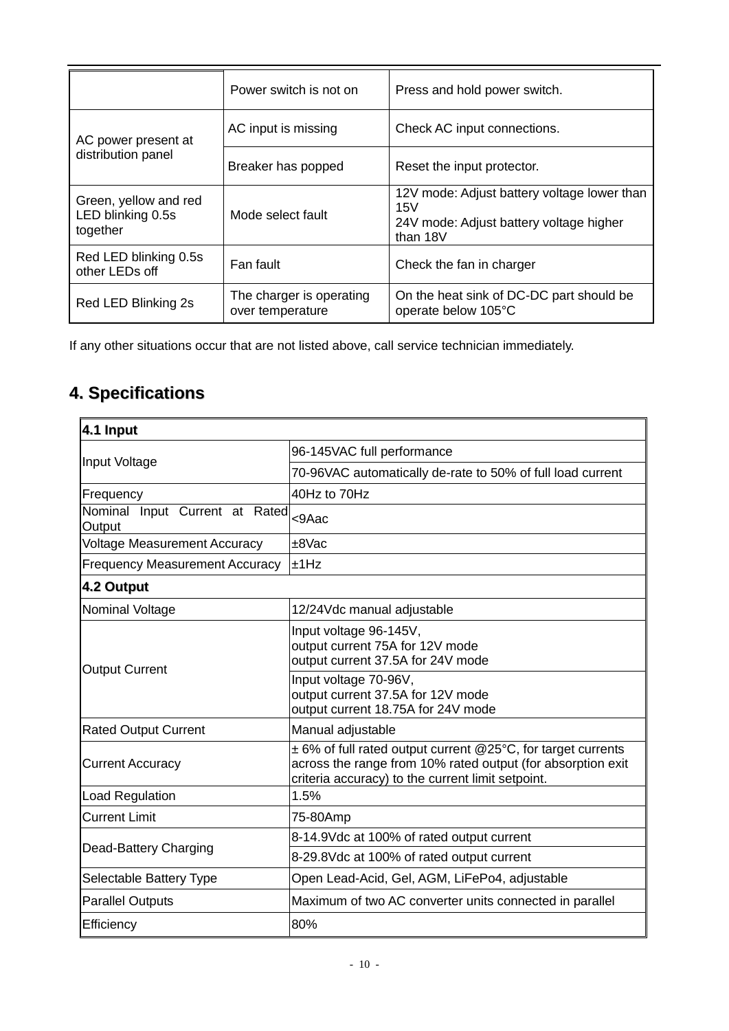| | | |
|---|---|---|
| | Power switch is not on | Press and hold power switch. |
| AC power present at distribution panel | AC input is missing | Check AC input connections. |
| | Breaker has popped | Reset the input protector. |
| Green, yellow and red LED blinking 0.5s together | Mode select fault | 12V mode: Adjust battery voltage lower than 15V<br>24V mode: Adjust battery voltage higher than 18V |
| Red LED blinking 0.5s other LEDs off | Fan fault | Check the fan in charger |
| Red LED Blinking 2s | The charger is operating over temperature | On the heat sink of DC-DC part should be operate below 105°C |

If any other situations occur that are not listed above, call service technician immediately.

# 4. Specifications

| **4.1 Input** | |
|---|---|
| Input Voltage | 96-145VAC full performance |
| | 70-96VAC automatically de-rate to 50% of full load current |
| Frequency | 40Hz to 70Hz |
| Nominal Input Current at Rated Output | <9Aac |
| Voltage Measurement Accuracy | ±8Vac |
| Frequency Measurement Accuracy | ±1Hz |
| **4.2 Output** | |
| Nominal Voltage | 12/24Vdc manual adjustable |
| Output Current | Input voltage 96-145V,<br>output current 75A for 12V mode<br>output current 37.5A for 24V mode |
| | Input voltage 70-96V,<br>output current 37.5A for 12V mode<br>output current 18.75A for 24V mode |
| Rated Output Current | Manual adjustable |
| Current Accuracy | ± 6% of full rated output current @25°C, for target currents across the range from 10% rated output (for absorption exit criteria accuracy) to the current limit setpoint. |
| Load Regulation | 1.5% |
| Current Limit | 75-80Amp |
| Dead-Battery Charging | 8-14.9Vdc at 100% of rated output current |
| | 8-29.8Vdc at 100% of rated output current |
| Selectable Battery Type | Open Lead-Acid, Gel, AGM, LiFePo4, adjustable |
| Parallel Outputs | Maximum of two AC converter units connected in parallel |
| Efficiency | 80% |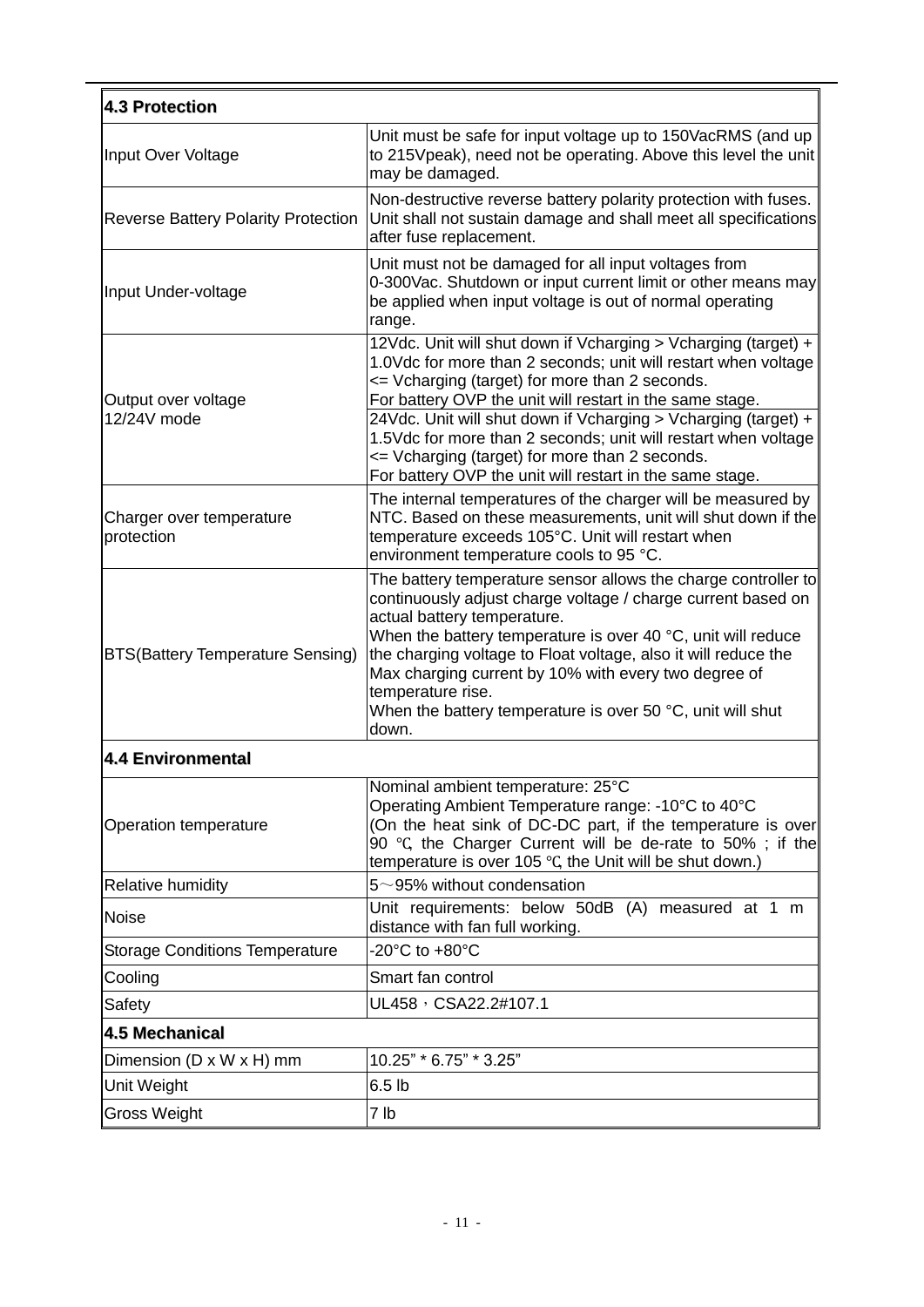| | |
|---|---|
| **4.3 Protection** | |
| Input Over Voltage | Unit must be safe for input voltage up to 150VacRMS (and up to 215Vpeak), need not be operating. Above this level the unit may be damaged. |
| Reverse Battery Polarity Protection | Non-destructive reverse battery polarity protection with fuses. Unit shall not sustain damage and shall meet all specifications after fuse replacement. |
| Input Under-voltage | Unit must not be damaged for all input voltages from 0-300Vac. Shutdown or input current limit or other means may be applied when input voltage is out of normal operating range. |
| Output over voltage 12/24V mode | 12Vdc. Unit will shut down if Vcharging > Vcharging (target) + 1.0Vdc for more than 2 seconds; unit will restart when voltage <= Vcharging (target) for more than 2 seconds. For battery OVP the unit will restart in the same stage. |
| | 24Vdc. Unit will shut down if Vcharging > Vcharging (target) + 1.5Vdc for more than 2 seconds; unit will restart when voltage <= Vcharging (target) for more than 2 seconds. For battery OVP the unit will restart in the same stage. |
| Charger over temperature protection | The internal temperatures of the charger will be measured by NTC. Based on these measurements, unit will shut down if the temperature exceeds 105°C. Unit will restart when environment temperature cools to 95 °C. |
| BTS(Battery Temperature Sensing) | The battery temperature sensor allows the charge controller to continuously adjust charge voltage / charge current based on actual battery temperature.<br>When the battery temperature is over 40 °C, unit will reduce the charging voltage to Float voltage, also it will reduce the Max charging current by 10% with every two degree of temperature rise.<br>When the battery temperature is over 50 °C, unit will shut down. |
| **4.4 Environmental** | |
| Operation temperature | Nominal ambient temperature: 25°C<br>Operating Ambient Temperature range: -10°C to 40°C<br>(On the heat sink of DC-DC part, if the temperature is over 90 ℃, the Charger Current will be de-rate to 50% ; if the temperature is over 105 ℃, the Unit will be shut down.) |
| Relative humidity | 5～95% without condensation |
| Noise | Unit requirements: below 50dB (A) measured at 1 m distance with fan full working. |
| Storage Conditions Temperature | -20°C to +80°C |
| Cooling | Smart fan control |
| Safety | UL458，CSA22.2#107.1 |
| **4.5 Mechanical** | |
| Dimension (D x W x H) mm | 10.25” * 6.75” * 3.25” |
| Unit Weight | 6.5 lb |
| Gross Weight | 7 lb |